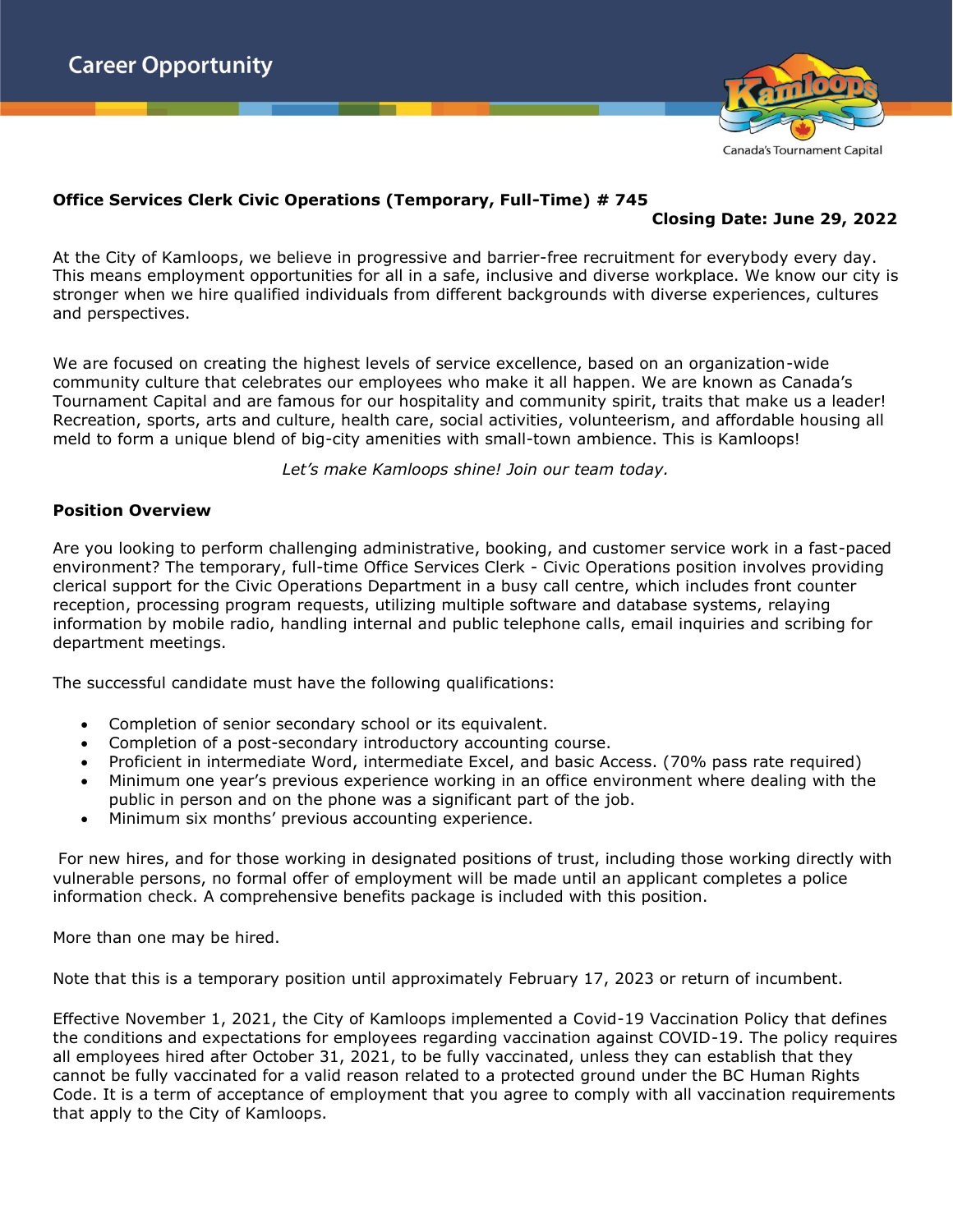# Career Opportunity

Canada's Tournament Capital

**Office Services Clerk Civic Operations (Temporary, Full-Time) # 745**

**Closing Date: June 29, 2022**

At the City of Kamloops, we believe in progressive and barrier-free recruitment for everybody every day. This means employment opportunities for all in a safe, inclusive and diverse workplace. We know our city is stronger when we hire qualified individuals from different backgrounds with diverse experiences, cultures and perspectives.

We are focused on creating the highest levels of service excellence, based on an organization-wide community culture that celebrates our employees who make it all happen. We are known as Canada's Tournament Capital and are famous for our hospitality and community spirit, traits that make us a leader! Recreation, sports, arts and culture, health care, social activities, volunteerism, and affordable housing all meld to form a unique blend of big-city amenities with small-town ambience. This is Kamloops!

*Let's make Kamloops shine! Join our team today.*

## Position Overview

Are you looking to perform challenging administrative, booking, and customer service work in a fast-paced environment? The temporary, full-time Office Services Clerk - Civic Operations position involves providing clerical support for the Civic Operations Department in a busy call centre, which includes front counter reception, processing program requests, utilizing multiple software and database systems, relaying information by mobile radio, handling internal and public telephone calls, email inquiries and scribing for department meetings.

The successful candidate must have the following qualifications:

- Completion of senior secondary school or its equivalent.
- Completion of a post-secondary introductory accounting course.
- Proficient in intermediate Word, intermediate Excel, and basic Access. (70% pass rate required)
- Minimum one year's previous experience working in an office environment where dealing with the public in person and on the phone was a significant part of the job.
- Minimum six months' previous accounting experience.

For new hires, and for those working in designated positions of trust, including those working directly with vulnerable persons, no formal offer of employment will be made until an applicant completes a police information check. A comprehensive benefits package is included with this position.

More than one may be hired.

Note that this is a temporary position until approximately February 17, 2023 or return of incumbent.

Effective November 1, 2021, the City of Kamloops implemented a Covid-19 Vaccination Policy that defines the conditions and expectations for employees regarding vaccination against COVID-19. The policy requires all employees hired after October 31, 2021, to be fully vaccinated, unless they can establish that they cannot be fully vaccinated for a valid reason related to a protected ground under the BC Human Rights Code. It is a term of acceptance of employment that you agree to comply with all vaccination requirements that apply to the City of Kamloops.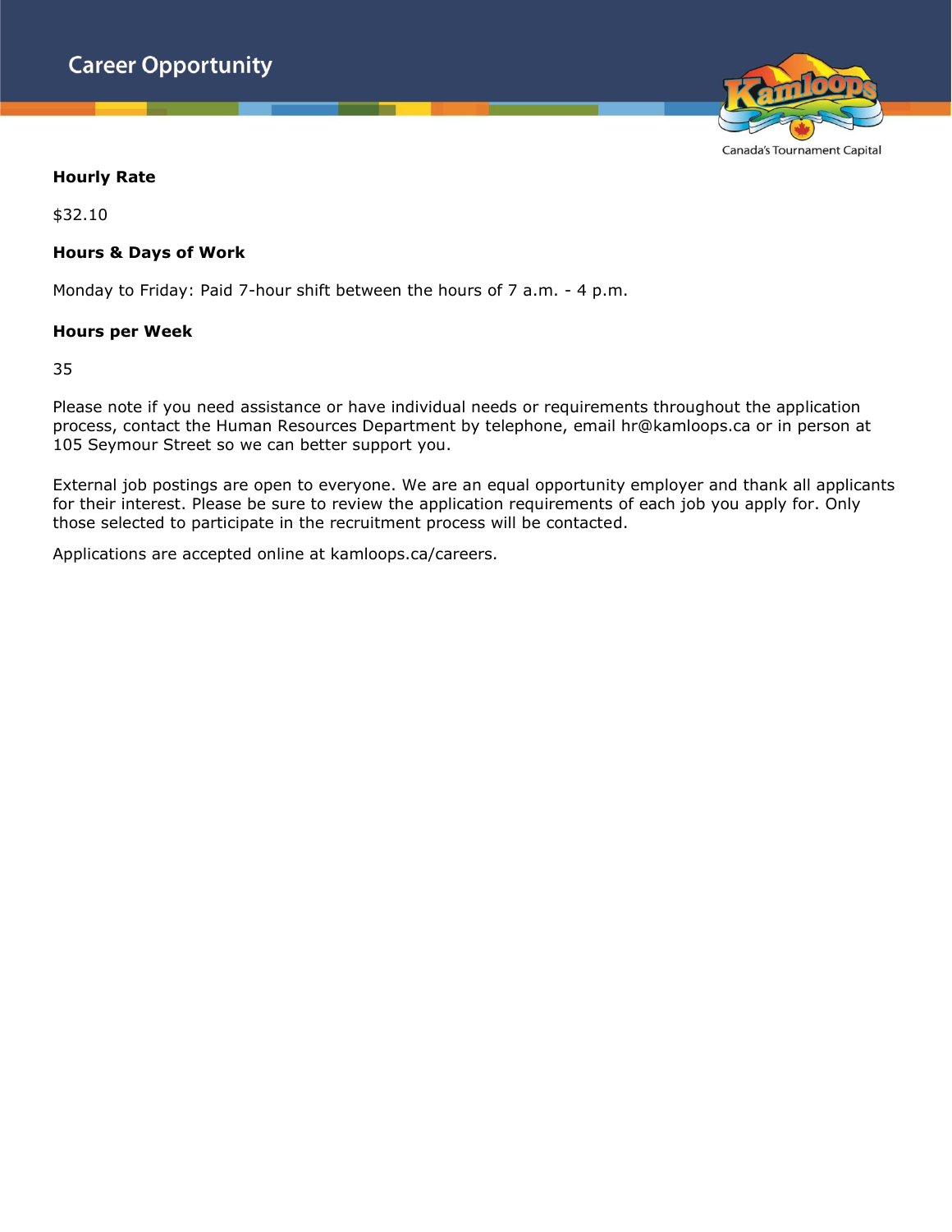**Hourly Rate**

$32.10

**Hours & Days of Work**

Monday to Friday: Paid 7-hour shift between the hours of 7 a.m. - 4 p.m.

**Hours per Week**

35

Please note if you need assistance or have individual needs or requirements throughout the application process, contact the Human Resources Department by telephone, email hr@kamloops.ca or in person at 105 Seymour Street so we can better support you.

External job postings are open to everyone. We are an equal opportunity employer and thank all applicants for their interest. Please be sure to review the application requirements of each job you apply for. Only those selected to participate in the recruitment process will be contacted.

Applications are accepted online at kamloops.ca/careers.